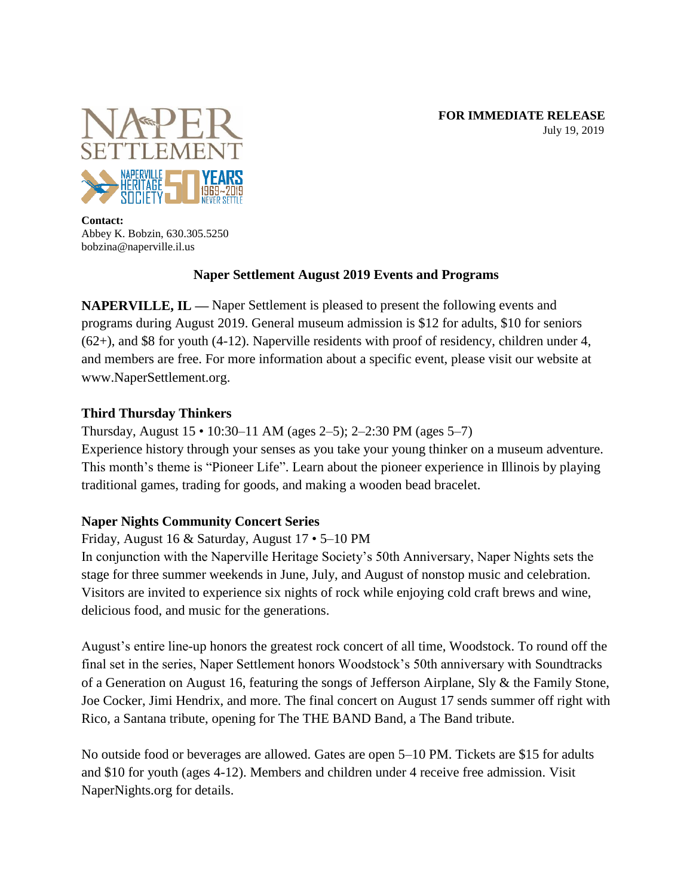**FOR IMMEDIATE RELEASE**
July 19, 2019

**Contact:**
Abbey K. Bobzin, 630.305.5250
bobzina@naperville.il.us

## Naper Settlement August 2019 Events and Programs

**NAPERVILLE, IL —** Naper Settlement is pleased to present the following events and programs during August 2019. General museum admission is $12 for adults, $10 for seniors (62+), and $8 for youth (4-12). Naperville residents with proof of residency, children under 4, and members are free. For more information about a specific event, please visit our website at www.NaperSettlement.org.

### Third Thursday Thinkers

Thursday, August 15 • 10:30–11 AM (ages 2–5); 2–2:30 PM (ages 5–7)
Experience history through your senses as you take your young thinker on a museum adventure. This month's theme is "Pioneer Life". Learn about the pioneer experience in Illinois by playing traditional games, trading for goods, and making a wooden bead bracelet.

### Naper Nights Community Concert Series

Friday, August 16 & Saturday, August 17 • 5–10 PM
In conjunction with the Naperville Heritage Society's 50th Anniversary, Naper Nights sets the stage for three summer weekends in June, July, and August of nonstop music and celebration. Visitors are invited to experience six nights of rock while enjoying cold craft brews and wine, delicious food, and music for the generations.

August's entire line-up honors the greatest rock concert of all time, Woodstock. To round off the final set in the series, Naper Settlement honors Woodstock's 50th anniversary with Soundtracks of a Generation on August 16, featuring the songs of Jefferson Airplane, Sly & the Family Stone, Joe Cocker, Jimi Hendrix, and more. The final concert on August 17 sends summer off right with Rico, a Santana tribute, opening for The THE BAND Band, a The Band tribute.

No outside food or beverages are allowed. Gates are open 5–10 PM. Tickets are $15 for adults and $10 for youth (ages 4-12). Members and children under 4 receive free admission. Visit NaperNights.org for details.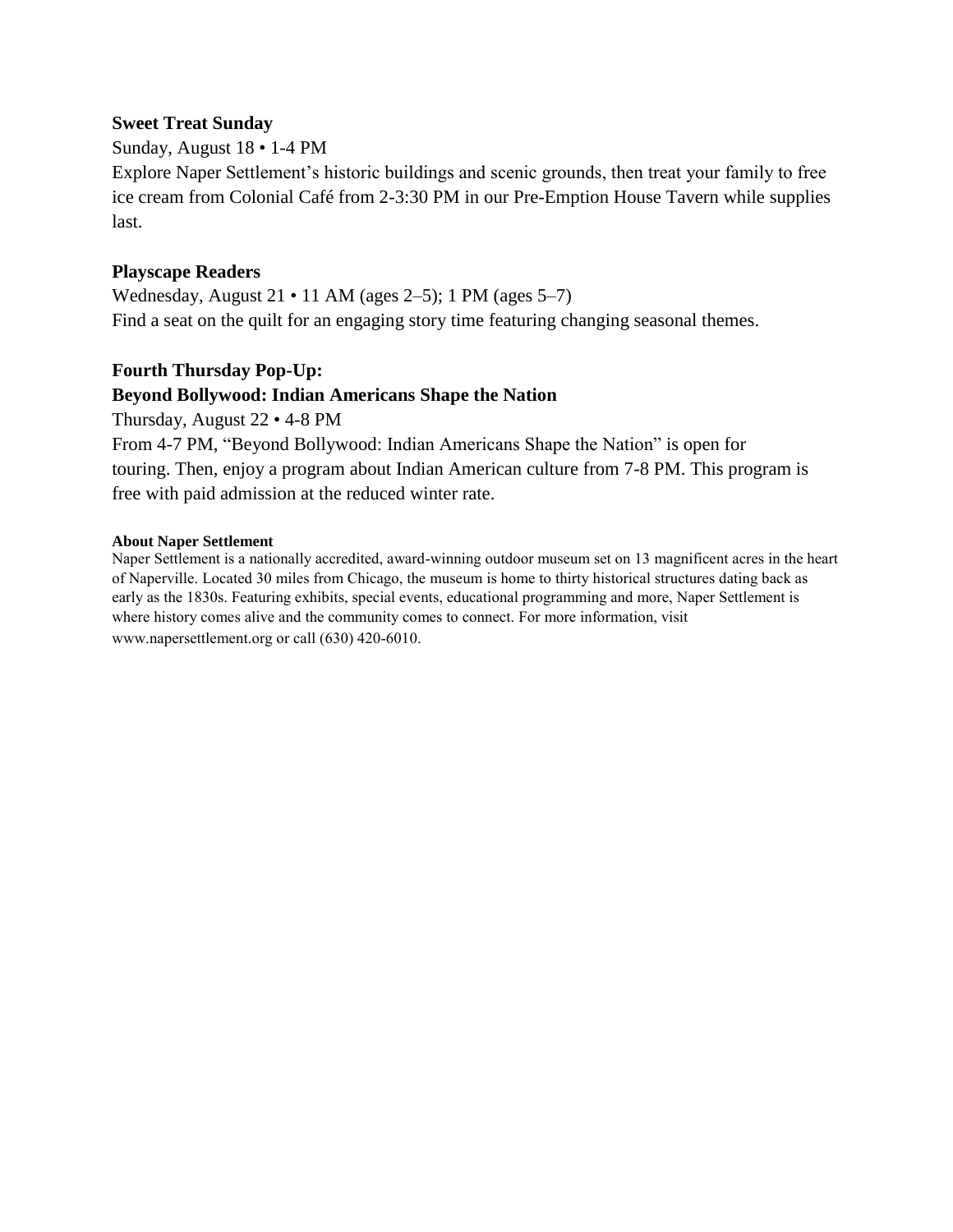**Sweet Treat Sunday**

Sunday, August 18 • 1-4 PM

Explore Naper Settlement's historic buildings and scenic grounds, then treat your family to free ice cream from Colonial Café from 2-3:30 PM in our Pre-Emption House Tavern while supplies last.

**Playscape Readers**

Wednesday, August 21 • 11 AM (ages 2–5); 1 PM (ages 5–7)

Find a seat on the quilt for an engaging story time featuring changing seasonal themes.

**Fourth Thursday Pop-Up:**
**Beyond Bollywood: Indian Americans Shape the Nation**

Thursday, August 22 • 4-8 PM

From 4-7 PM, "Beyond Bollywood: Indian Americans Shape the Nation" is open for touring. Then, enjoy a program about Indian American culture from 7-8 PM. This program is free with paid admission at the reduced winter rate.

**About Naper Settlement**

Naper Settlement is a nationally accredited, award-winning outdoor museum set on 13 magnificent acres in the heart of Naperville. Located 30 miles from Chicago, the museum is home to thirty historical structures dating back as early as the 1830s. Featuring exhibits, special events, educational programming and more, Naper Settlement is where history comes alive and the community comes to connect. For more information, visit www.napersettlement.org or call (630) 420-6010.